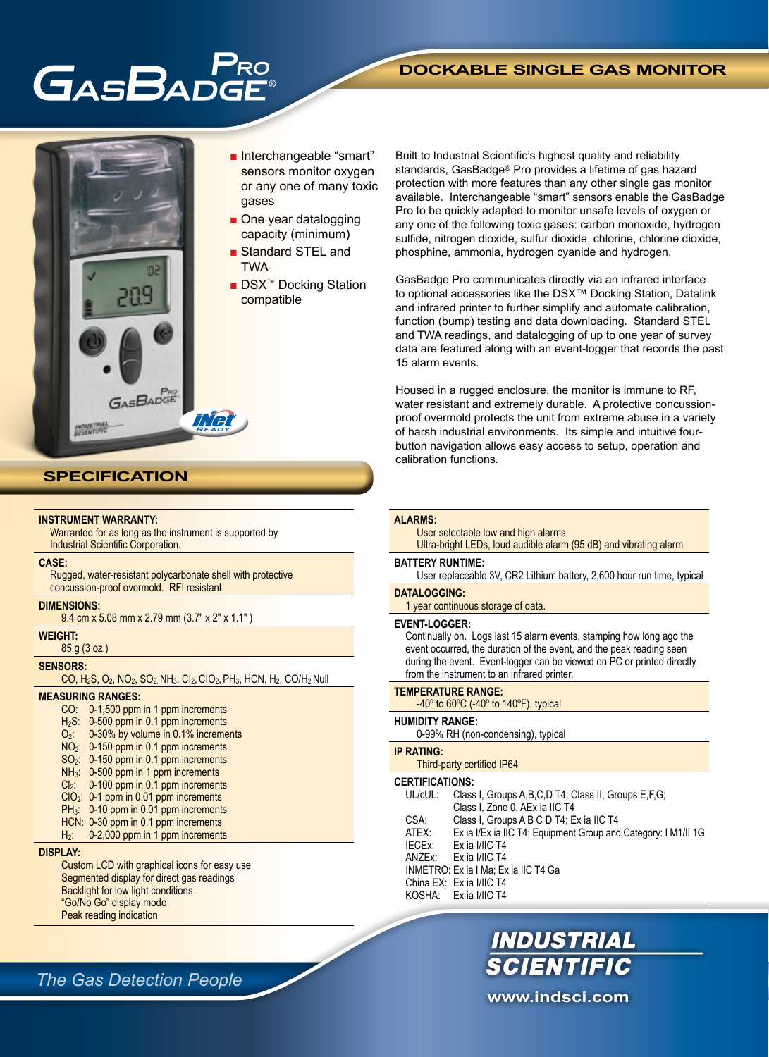# GasBadge® Pro

## DOCKABLE SINGLE GAS MONITOR

- Interchangeable "smart" sensors monitor oxygen or any one of many toxic gases
- One year datalogging capacity (minimum)
- Standard STEL and TWA
- DSX™ Docking Station compatible

Built to Industrial Scientific's highest quality and reliability standards, GasBadge® Pro provides a lifetime of gas hazard protection with more features than any other single gas monitor available. Interchangeable "smart" sensors enable the GasBadge Pro to be quickly adapted to monitor unsafe levels of oxygen or any one of the following toxic gases: carbon monoxide, hydrogen sulfide, nitrogen dioxide, sulfur dioxide, chlorine, chlorine dioxide, phosphine, ammonia, hydrogen cyanide and hydrogen.

GasBadge Pro communicates directly via an infrared interface to optional accessories like the DSX™ Docking Station, Datalink and infrared printer to further simplify and automate calibration, function (bump) testing and data downloading. Standard STEL and TWA readings, and datalogging of up to one year of survey data are featured along with an event-logger that records the past 15 alarm events.

Housed in a rugged enclosure, the monitor is immune to RF, water resistant and extremely durable. A protective concussion-proof overmold protects the unit from extreme abuse in a variety of harsh industrial environments. Its simple and intuitive four-button navigation allows easy access to setup, operation and calibration functions.

## SPECIFICATION

**INSTRUMENT WARRANTY:**
Warranted for as long as the instrument is supported by Industrial Scientific Corporation.

**CASE:**
Rugged, water-resistant polycarbonate shell with protective concussion-proof overmold. RFI resistant.

**DIMENSIONS:**
9.4 cm x 5.08 mm x 2.79 mm (3.7" x 2" x 1.1" )

**WEIGHT:**
85 g (3 oz.)

**SENSORS:**
CO, $H_2S$, $O_2$, $NO_2$, $SO_2$, $NH_3$, $Cl_2$, $ClO_2$, $PH_3$, HCN, $H_2$, CO/$H_2$ Null

**MEASURING RANGES:**

- CO: 0-1,500 ppm in 1 ppm increments
- $H_2S$: 0-500 ppm in 0.1 ppm increments
- $O_2$: 0-30% by volume in 0.1% increments
- $NO_2$: 0-150 ppm in 0.1 ppm increments
- $SO_2$: 0-150 ppm in 0.1 ppm increments
- $NH_3$: 0-500 ppm in 1 ppm increments
- $Cl_2$: 0-100 ppm in 0.1 ppm increments
- $ClO_2$: 0-1 ppm in 0.01 ppm increments
- $PH_3$: 0-10 ppm in 0.01 ppm increments
- HCN: 0-30 ppm in 0.1 ppm increments
- $H_2$: 0-2,000 ppm in 1 ppm increments

**DISPLAY:**
Custom LCD with graphical icons for easy use
Segmented display for direct gas readings
Backlight for low light conditions
"Go/No Go" display mode
Peak reading indication

**ALARMS:**
User selectable low and high alarms
Ultra-bright LEDs, loud audible alarm (95 dB) and vibrating alarm

**BATTERY RUNTIME:**
User replaceable 3V, CR2 Lithium battery, 2,600 hour run time, typical

**DATALOGGING:**
1 year continuous storage of data.

**EVENT-LOGGER:**
Continually on. Logs last 15 alarm events, stamping how long ago the event occurred, the duration of the event, and the peak reading seen during the event. Event-logger can be viewed on PC or printed directly from the instrument to an infrared printer.

**TEMPERATURE RANGE:**
-40º to 60ºC (-40º to 140ºF), typical

**HUMIDITY RANGE:**
0-99% RH (non-condensing), typical

**IP RATING:**
Third-party certified IP64

**CERTIFICATIONS:**

- UL/cUL: Class I, Groups A,B,C,D T4; Class II, Groups E,F,G; Class I, Zone 0, AEx ia IIC T4
- CSA: Class I, Groups A B C D T4; Ex ia IIC T4
- ATEX: Ex ia I/Ex ia IIC T4; Equipment Group and Category: I M1/II 1G
- IECEx: Ex ia I/IIC T4
- ANZEx: Ex ia I/IIC T4
- INMETRO: Ex ia I Ma; Ex ia IIC T4 Ga
- China EX: Ex ia I/IIC T4
- KOSHA: Ex ia I/IIC T4

*The Gas Detection People*

**INDUSTRIAL SCIENTIFIC**
www.indsci.com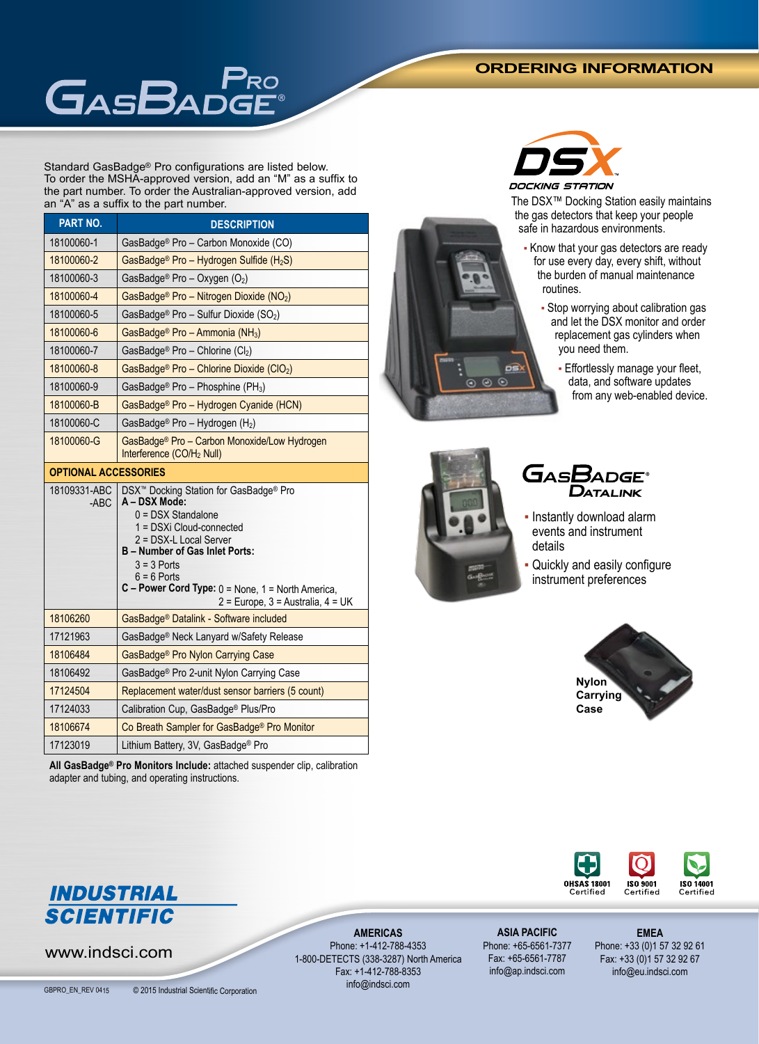# GasBadge® Pro

## ORDERING INFORMATION

Standard GasBadge® Pro configurations are listed below. To order the MSHA-approved version, add an "M" as a suffix to the part number. To order the Australian-approved version, add an "A" as a suffix to the part number.

| PART NO. | DESCRIPTION |
|---|---|
| 18100060-1 | GasBadge® Pro – Carbon Monoxide (CO) |
| 18100060-2 | GasBadge® Pro – Hydrogen Sulfide ($H_2S$) |
| 18100060-3 | GasBadge® Pro – Oxygen ($O_2$) |
| 18100060-4 | GasBadge® Pro – Nitrogen Dioxide ($NO_2$) |
| 18100060-5 | GasBadge® Pro – Sulfur Dioxide ($SO_2$) |
| 18100060-6 | GasBadge® Pro – Ammonia ($NH_3$) |
| 18100060-7 | GasBadge® Pro – Chlorine ($Cl_2$) |
| 18100060-8 | GasBadge® Pro – Chlorine Dioxide ($ClO_2$) |
| 18100060-9 | GasBadge® Pro – Phosphine ($PH_3$) |
| 18100060-B | GasBadge® Pro – Hydrogen Cyanide (HCN) |
| 18100060-C | GasBadge® Pro – Hydrogen ($H_2$) |
| 18100060-G | GasBadge® Pro – Carbon Monoxide/Low Hydrogen Interference (CO/$H_2$ Null) |
| **OPTIONAL ACCESSORIES** | |
| 18109331-ABC -ABC | DSX™ Docking Station for GasBadge® Pro<br>**A – DSX Mode:**<br>0 = DSX Standalone<br>1 = DSXi Cloud-connected<br>2 = DSX-L Local Server<br>**B – Number of Gas Inlet Ports:**<br>3 = 3 Ports<br>6 = 6 Ports<br>**C – Power Cord Type:** 0 = None, 1 = North America, 2 = Europe, 3 = Australia, 4 = UK |
| 18106260 | GasBadge® Datalink - Software included |
| 17121963 | GasBadge® Neck Lanyard w/Safety Release |
| 18106484 | GasBadge® Pro Nylon Carrying Case |
| 18106492 | GasBadge® Pro 2-unit Nylon Carrying Case |
| 17124504 | Replacement water/dust sensor barriers (5 count) |
| 17124033 | Calibration Cup, GasBadge® Plus/Pro |
| 18106674 | Co Breath Sampler for GasBadge® Pro Monitor |
| 17123019 | Lithium Battery, 3V, GasBadge® Pro |

**All GasBadge® Pro Monitors Include:** attached suspender clip, calibration adapter and tubing, and operating instructions.

### DSX™ DOCKING STATION

The DSX™ Docking Station easily maintains the gas detectors that keep your people safe in hazardous environments.

- Know that your gas detectors are ready for use every day, every shift, without the burden of manual maintenance routines.
- Stop worrying about calibration gas and let the DSX monitor and order replacement gas cylinders when you need them.
- Effortlessly manage your fleet, data, and software updates from any web-enabled device.

### GasBadge® DataLink

- Instantly download alarm events and instrument details
- Quickly and easily configure instrument preferences

Nylon Carrying Case

OHSAS 18001 Certified | ISO 9001 Certified | ISO 14001 Certified

**INDUSTRIAL SCIENTIFIC**

www.indsci.com

**AMERICAS**
Phone: +1-412-788-4353
1-800-DETECTS (338-3287) North America
Fax: +1-412-788-8353
info@indsci.com

**ASIA PACIFIC**
Phone: +65-6561-7377
Fax: +65-6561-7787
info@ap.indsci.com

**EMEA**
Phone: +33 (0)1 57 32 92 61
Fax: +33 (0)1 57 32 92 67
info@eu.indsci.com

GBPRO_EN_REV 0415 © 2015 Industrial Scientific Corporation